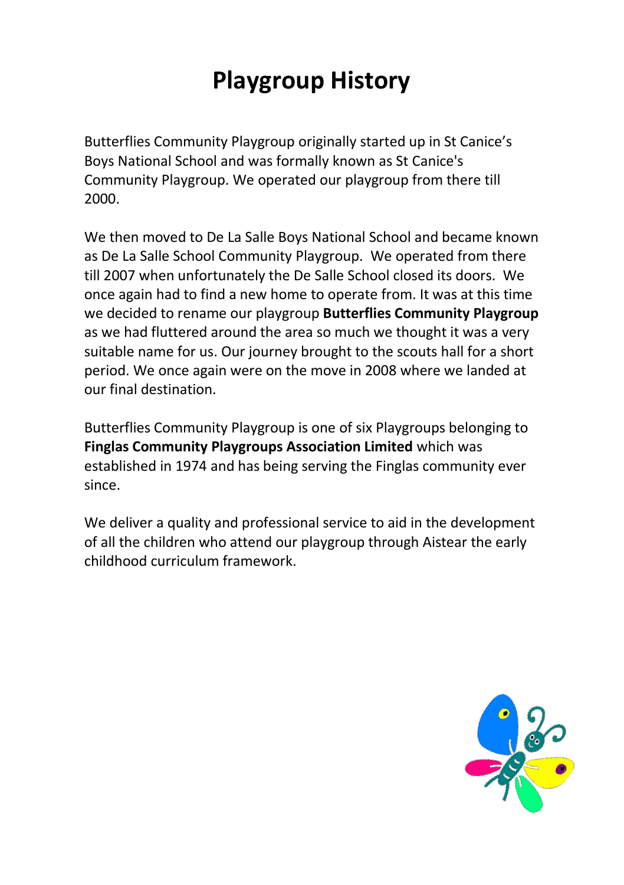# Playgroup History

Butterflies Community Playgroup originally started up in St Canice's Boys National School and was formally known as St Canice's Community Playgroup. We operated our playgroup from there till 2000.

We then moved to De La Salle Boys National School and became known as De La Salle School Community Playgroup. We operated from there till 2007 when unfortunately the De Salle School closed its doors. We once again had to find a new home to operate from. It was at this time we decided to rename our playgroup **Butterflies Community Playgroup** as we had fluttered around the area so much we thought it was a very suitable name for us. Our journey brought to the scouts hall for a short period. We once again were on the move in 2008 where we landed at our final destination.

Butterflies Community Playgroup is one of six Playgroups belonging to **Finglas Community Playgroups Association Limited** which was established in 1974 and has being serving the Finglas community ever since.

We deliver a quality and professional service to aid in the development of all the children who attend our playgroup through Aistear the early childhood curriculum framework.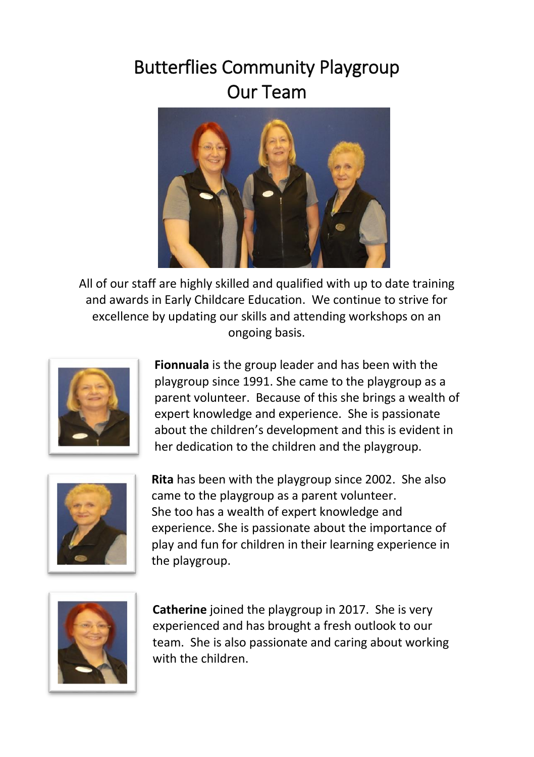# Butterflies Community Playgroup
# Our Team

All of our staff are highly skilled and qualified with up to date training and awards in Early Childcare Education. We continue to strive for excellence by updating our skills and attending workshops on an ongoing basis.

**Fionnuala** is the group leader and has been with the playgroup since 1991. She came to the playgroup as a parent volunteer. Because of this she brings a wealth of expert knowledge and experience. She is passionate about the children's development and this is evident in her dedication to the children and the playgroup.

**Rita** has been with the playgroup since 2002. She also came to the playgroup as a parent volunteer. She too has a wealth of expert knowledge and experience. She is passionate about the importance of play and fun for children in their learning experience in the playgroup.

**Catherine** joined the playgroup in 2017. She is very experienced and has brought a fresh outlook to our team. She is also passionate and caring about working with the children.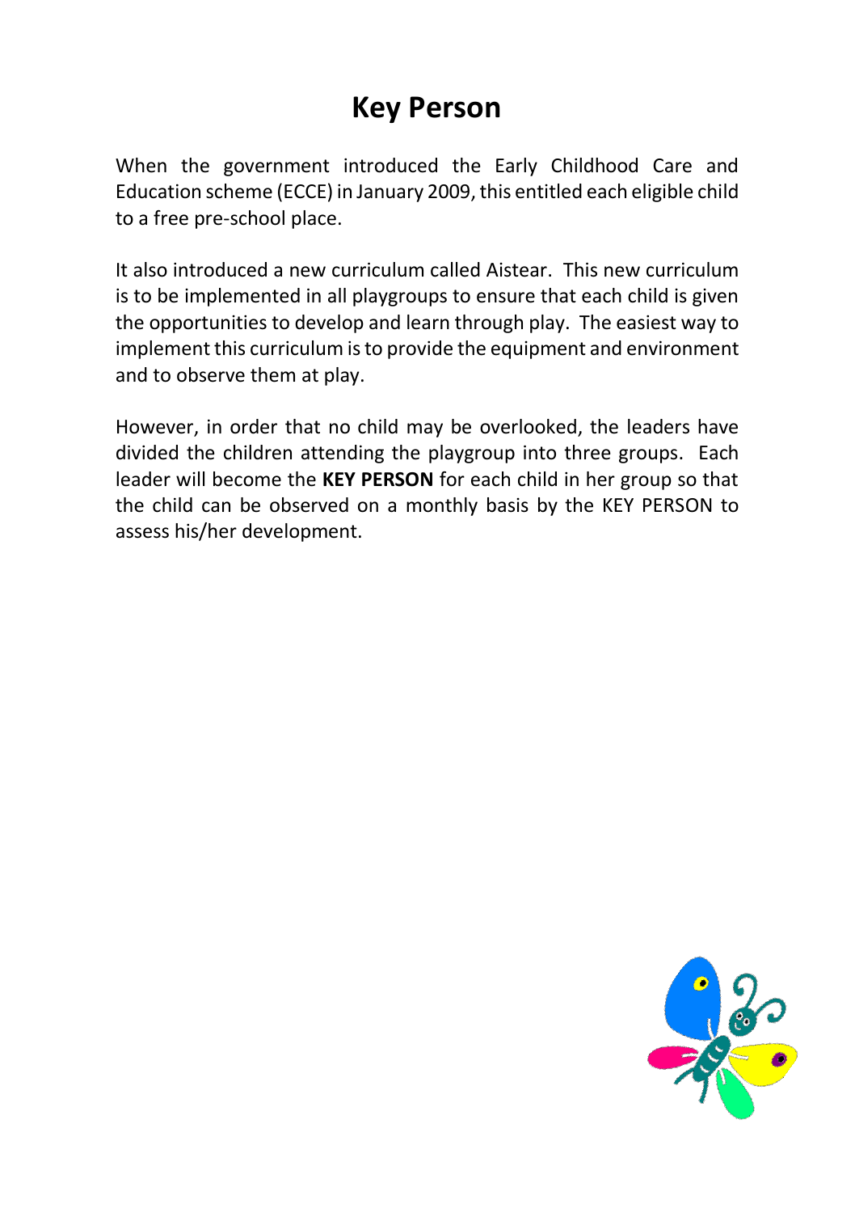# Key Person

When the government introduced the Early Childhood Care and Education scheme (ECCE) in January 2009, this entitled each eligible child to a free pre-school place.

It also introduced a new curriculum called Aistear. This new curriculum is to be implemented in all playgroups to ensure that each child is given the opportunities to develop and learn through play. The easiest way to implement this curriculum is to provide the equipment and environment and to observe them at play.

However, in order that no child may be overlooked, the leaders have divided the children attending the playgroup into three groups. Each leader will become the **KEY PERSON** for each child in her group so that the child can be observed on a monthly basis by the KEY PERSON to assess his/her development.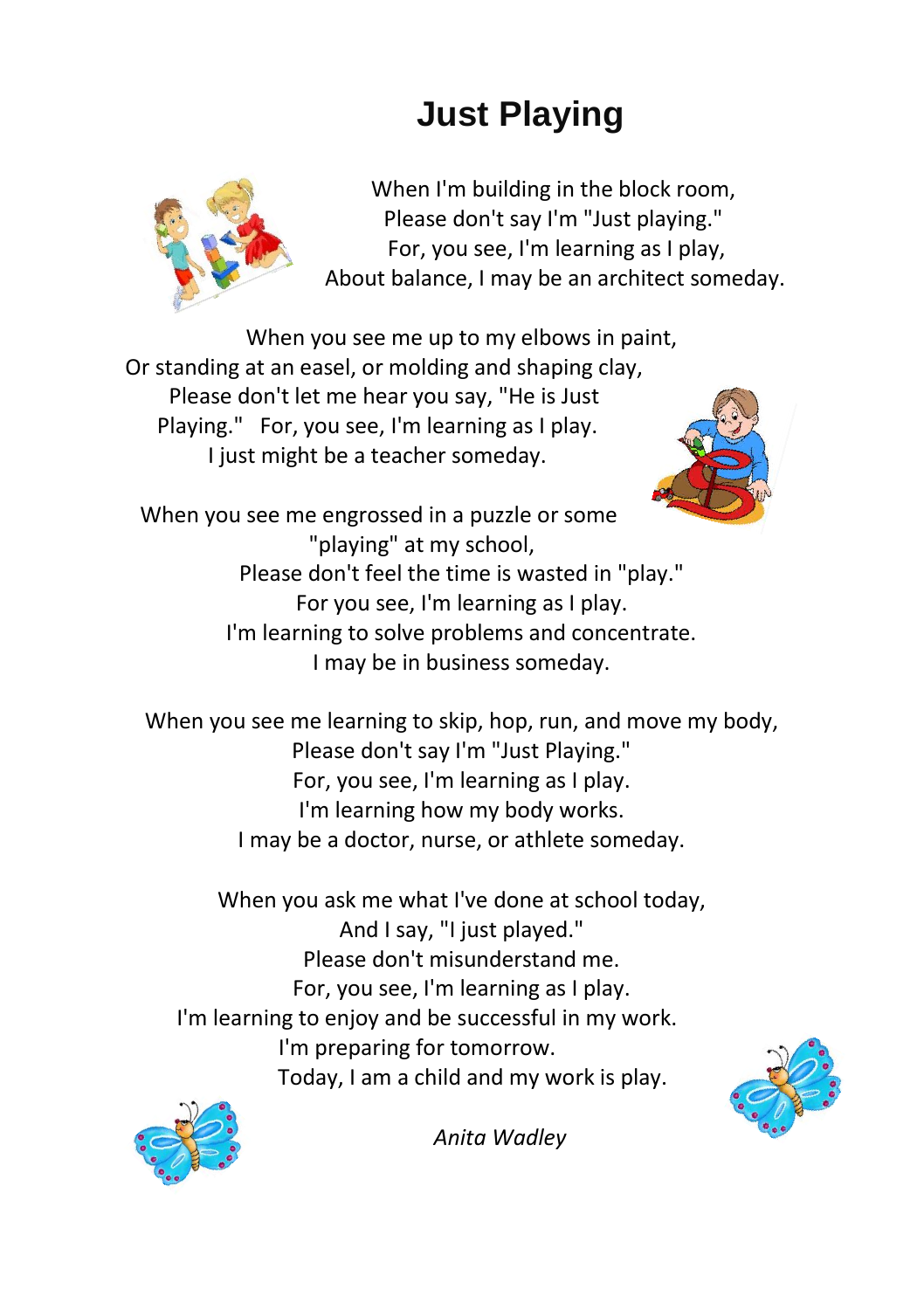# Just Playing

When I'm building in the block room,
Please don't say I'm "Just playing."
For, you see, I'm learning as I play,
About balance, I may be an architect someday.

When you see me up to my elbows in paint,
Or standing at an easel, or molding and shaping clay,
Please don't let me hear you say, "He is Just
Playing." For, you see, I'm learning as I play.
I just might be a teacher someday.

When you see me engrossed in a puzzle or some
"playing" at my school,
Please don't feel the time is wasted in "play."
For you see, I'm learning as I play.
I'm learning to solve problems and concentrate.
I may be in business someday.

When you see me learning to skip, hop, run, and move my body,
Please don't say I'm "Just Playing."
For, you see, I'm learning as I play.
I'm learning how my body works.
I may be a doctor, nurse, or athlete someday.

When you ask me what I've done at school today,
And I say, "I just played."
Please don't misunderstand me.
For, you see, I'm learning as I play.
I'm learning to enjoy and be successful in my work.
I'm preparing for tomorrow.
Today, I am a child and my work is play.

*Anita Wadley*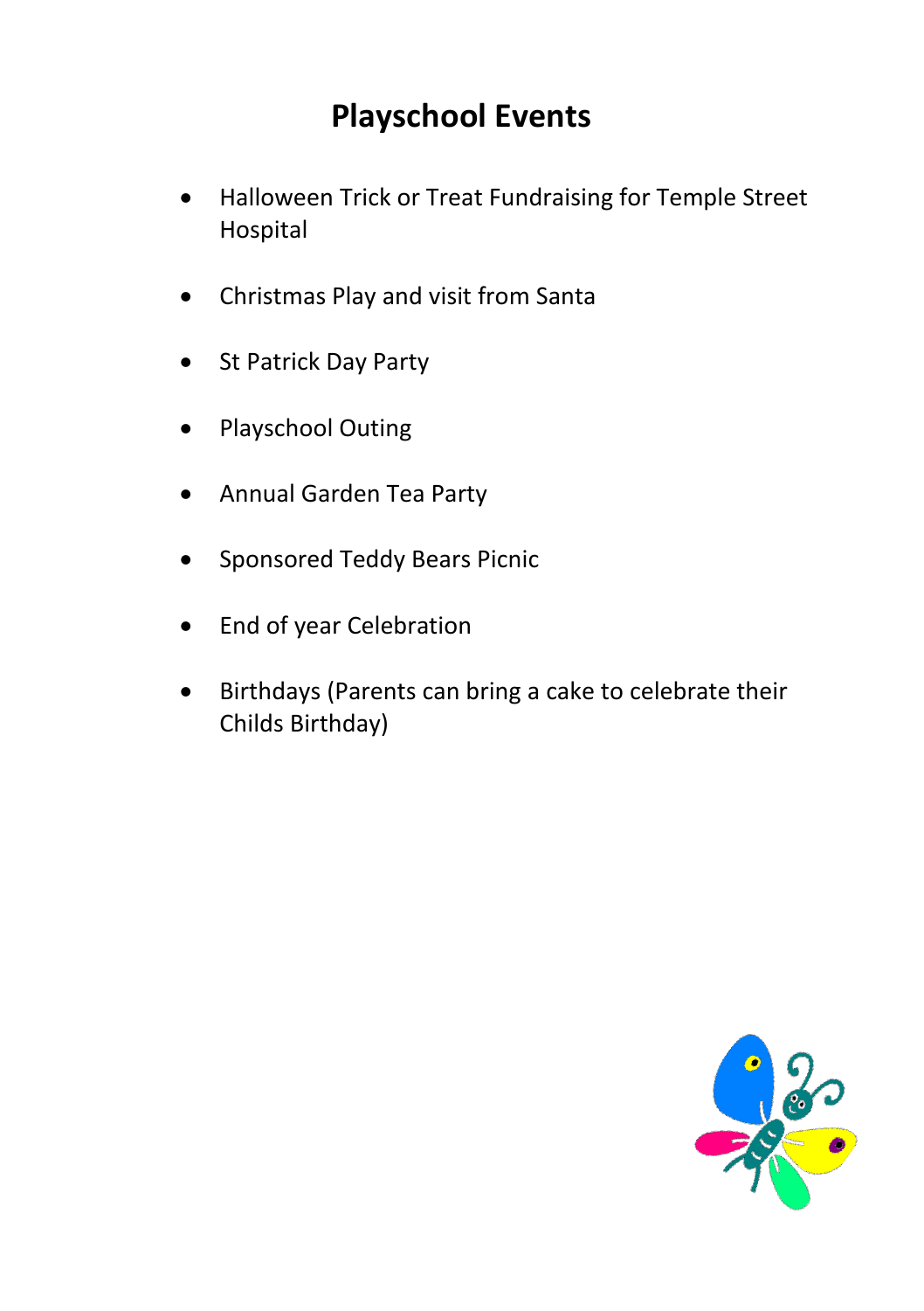# Playschool Events

- Halloween Trick or Treat Fundraising for Temple Street Hospital
- Christmas Play and visit from Santa
- St Patrick Day Party
- Playschool Outing
- Annual Garden Tea Party
- Sponsored Teddy Bears Picnic
- End of year Celebration
- Birthdays (Parents can bring a cake to celebrate their Childs Birthday)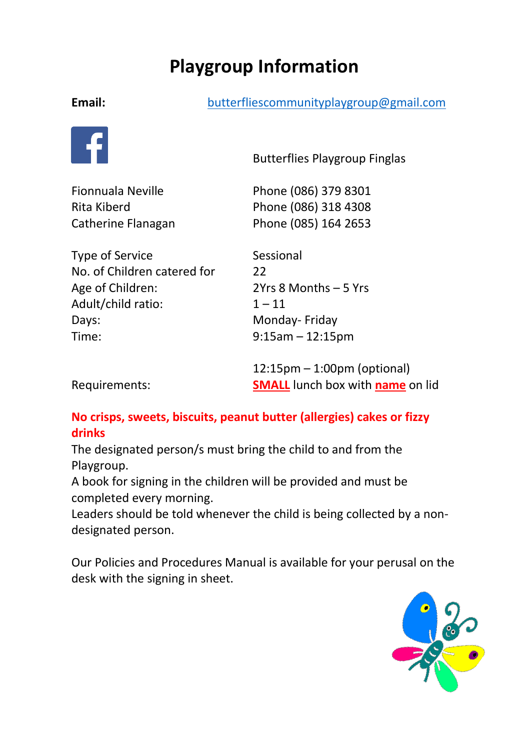# Playgroup Information

**Email:** butterfliescommunityplaygroup@gmail.com

Butterflies Playgroup Finglas

| | |
|---|---|
| Fionnuala Neville | Phone (086) 379 8301 |
| Rita Kiberd | Phone (086) 318 4308 |
| Catherine Flanagan | Phone (085) 164 2653 |

| | |
|---|---|
| Type of Service | Sessional |
| No. of Children catered for | 22 |
| Age of Children: | 2Yrs 8 Months – 5 Yrs |
| Adult/child ratio: | 1 – 11 |
| Days: | Monday- Friday |
| Time: | 9:15am – 12:15pm |
| | 12:15pm – 1:00pm (optional) |
| Requirements: | **SMALL** lunch box with **name** on lid |

**No crisps, sweets, biscuits, peanut butter (allergies) cakes or fizzy drinks**

The designated person/s must bring the child to and from the Playgroup.

A book for signing in the children will be provided and must be completed every morning.

Leaders should be told whenever the child is being collected by a non-designated person.

Our Policies and Procedures Manual is available for your perusal on the desk with the signing in sheet.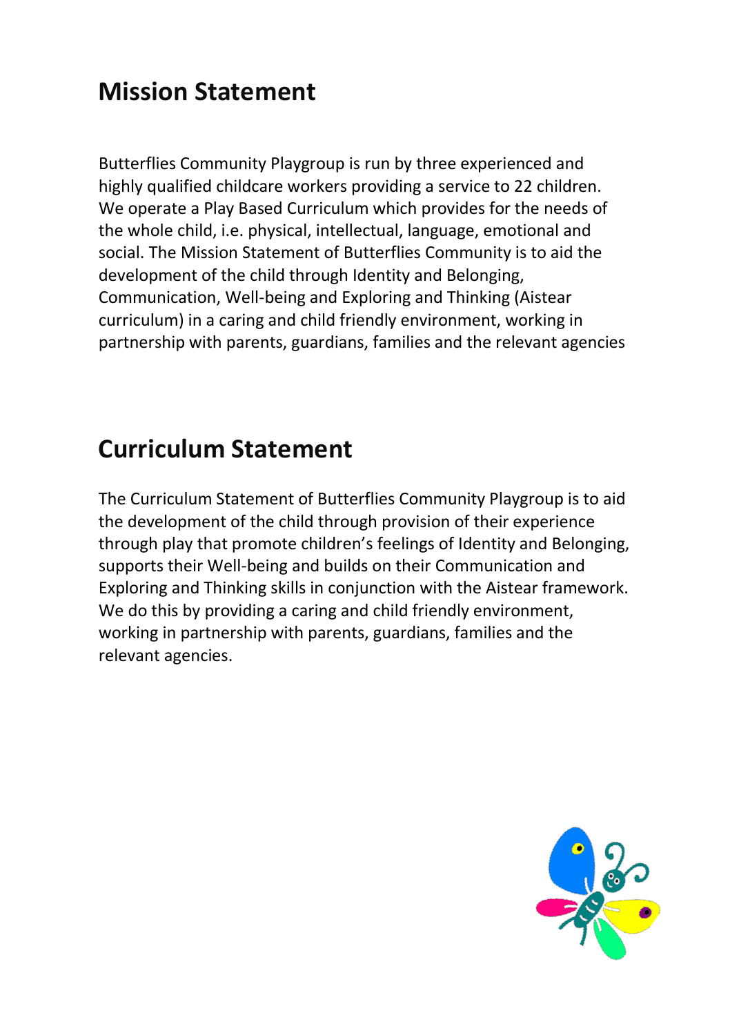## Mission Statement

Butterflies Community Playgroup is run by three experienced and highly qualified childcare workers providing a service to 22 children. We operate a Play Based Curriculum which provides for the needs of the whole child, i.e. physical, intellectual, language, emotional and social. The Mission Statement of Butterflies Community is to aid the development of the child through Identity and Belonging, Communication, Well-being and Exploring and Thinking (Aistear curriculum) in a caring and child friendly environment, working in partnership with parents, guardians, families and the relevant agencies

## Curriculum Statement

The Curriculum Statement of Butterflies Community Playgroup is to aid the development of the child through provision of their experience through play that promote children's feelings of Identity and Belonging, supports their Well-being and builds on their Communication and Exploring and Thinking skills in conjunction with the Aistear framework. We do this by providing a caring and child friendly environment, working in partnership with parents, guardians, families and the relevant agencies.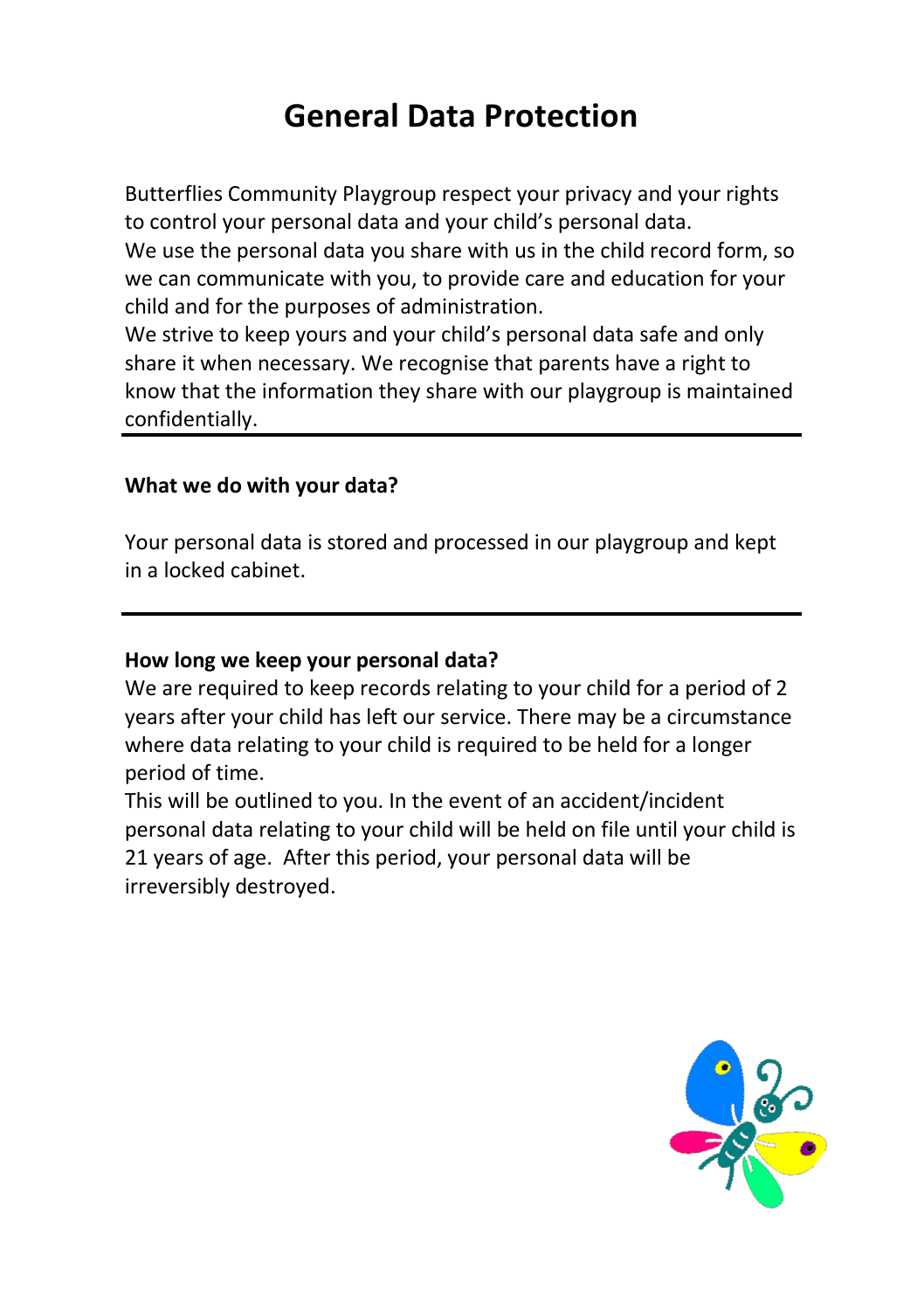# General Data Protection

Butterflies Community Playgroup respect your privacy and your rights to control your personal data and your child's personal data.
We use the personal data you share with us in the child record form, so we can communicate with you, to provide care and education for your child and for the purposes of administration.
We strive to keep yours and your child's personal data safe and only share it when necessary. We recognise that parents have a right to know that the information they share with our playgroup is maintained confidentially.

---

**What we do with your data?**

Your personal data is stored and processed in our playgroup and kept in a locked cabinet.

---

**How long we keep your personal data?**
We are required to keep records relating to your child for a period of 2 years after your child has left our service. There may be a circumstance where data relating to your child is required to be held for a longer period of time.
This will be outlined to you. In the event of an accident/incident personal data relating to your child will be held on file until your child is 21 years of age. After this period, your personal data will be irreversibly destroyed.